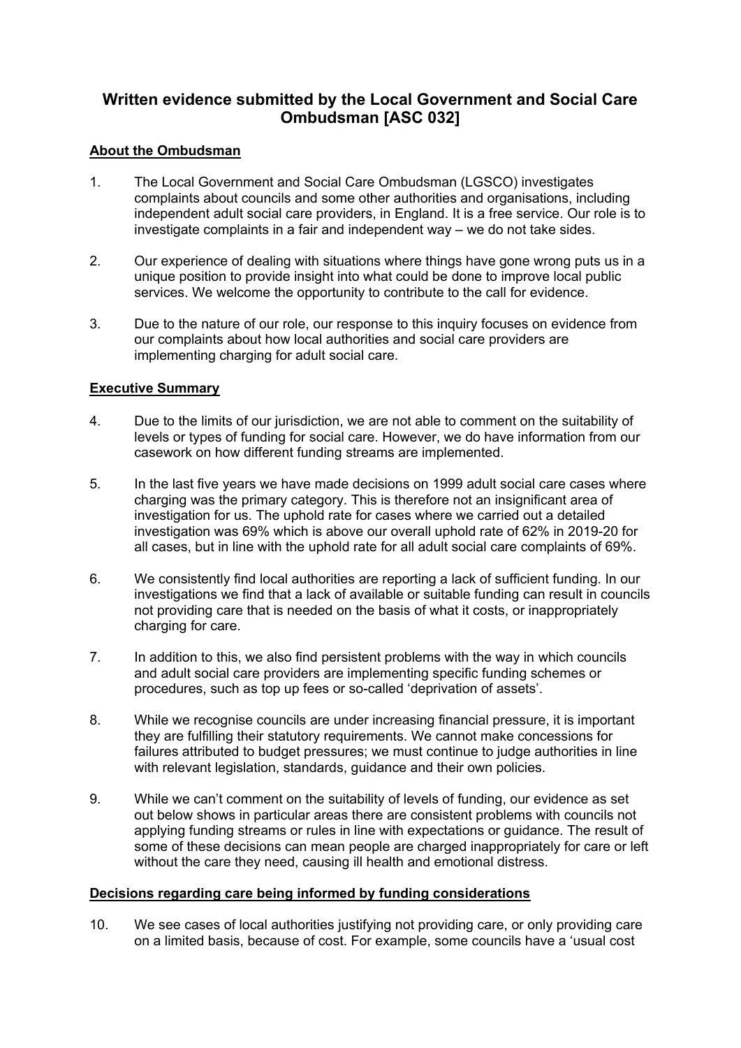# Written evidence submitted by the Local Government and Social Care Ombudsman [ASC 032]

## About the Ombudsman

1. The Local Government and Social Care Ombudsman (LGSCO) investigates complaints about councils and some other authorities and organisations, including independent adult social care providers, in England. It is a free service. Our role is to investigate complaints in a fair and independent way – we do not take sides.

2. Our experience of dealing with situations where things have gone wrong puts us in a unique position to provide insight into what could be done to improve local public services. We welcome the opportunity to contribute to the call for evidence.

3. Due to the nature of our role, our response to this inquiry focuses on evidence from our complaints about how local authorities and social care providers are implementing charging for adult social care.

## Executive Summary

4. Due to the limits of our jurisdiction, we are not able to comment on the suitability of levels or types of funding for social care. However, we do have information from our casework on how different funding streams are implemented.

5. In the last five years we have made decisions on 1999 adult social care cases where charging was the primary category. This is therefore not an insignificant area of investigation for us. The uphold rate for cases where we carried out a detailed investigation was 69% which is above our overall uphold rate of 62% in 2019-20 for all cases, but in line with the uphold rate for all adult social care complaints of 69%.

6. We consistently find local authorities are reporting a lack of sufficient funding. In our investigations we find that a lack of available or suitable funding can result in councils not providing care that is needed on the basis of what it costs, or inappropriately charging for care.

7. In addition to this, we also find persistent problems with the way in which councils and adult social care providers are implementing specific funding schemes or procedures, such as top up fees or so-called 'deprivation of assets'.

8. While we recognise councils are under increasing financial pressure, it is important they are fulfilling their statutory requirements. We cannot make concessions for failures attributed to budget pressures; we must continue to judge authorities in line with relevant legislation, standards, guidance and their own policies.

9. While we can't comment on the suitability of levels of funding, our evidence as set out below shows in particular areas there are consistent problems with councils not applying funding streams or rules in line with expectations or guidance. The result of some of these decisions can mean people are charged inappropriately for care or left without the care they need, causing ill health and emotional distress.

## Decisions regarding care being informed by funding considerations

10. We see cases of local authorities justifying not providing care, or only providing care on a limited basis, because of cost. For example, some councils have a 'usual cost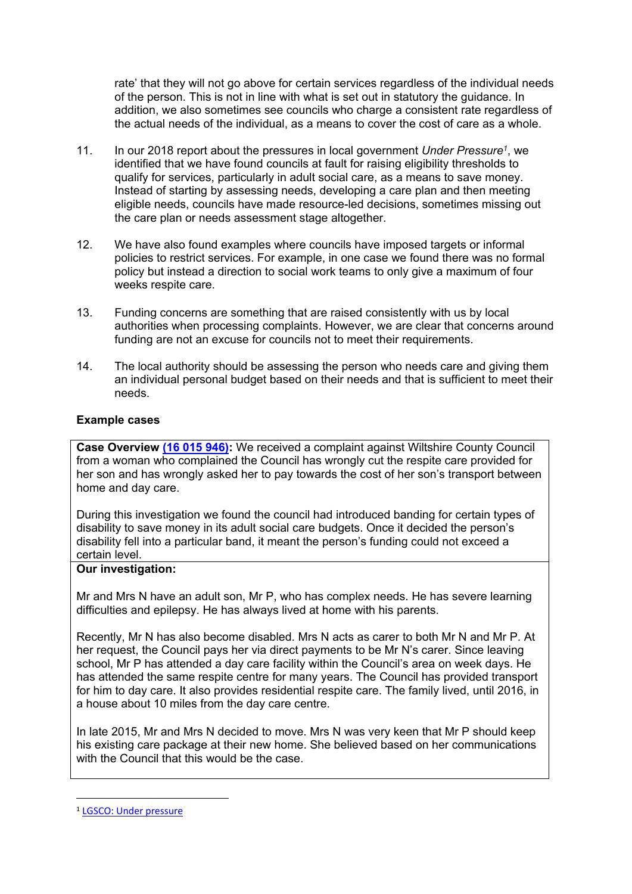rate' that they will not go above for certain services regardless of the individual needs of the person. This is not in line with what is set out in statutory the guidance. In addition, we also sometimes see councils who charge a consistent rate regardless of the actual needs of the individual, as a means to cover the cost of care as a whole.

11. In our 2018 report about the pressures in local government *Under Pressure*[1], we identified that we have found councils at fault for raising eligibility thresholds to qualify for services, particularly in adult social care, as a means to save money. Instead of starting by assessing needs, developing a care plan and then meeting eligible needs, councils have made resource-led decisions, sometimes missing out the care plan or needs assessment stage altogether.

12. We have also found examples where councils have imposed targets or informal policies to restrict services. For example, in one case we found there was no formal policy but instead a direction to social work teams to only give a maximum of four weeks respite care.

13. Funding concerns are something that are raised consistently with us by local authorities when processing complaints. However, we are clear that concerns around funding are not an excuse for councils not to meet their requirements.

14. The local authority should be assessing the person who needs care and giving them an individual personal budget based on their needs and that is sufficient to meet their needs.

**Example cases**

**Case Overview (16 015 946):** We received a complaint against Wiltshire County Council from a woman who complained the Council has wrongly cut the respite care provided for her son and has wrongly asked her to pay towards the cost of her son's transport between home and day care.

During this investigation we found the council had introduced banding for certain types of disability to save money in its adult social care budgets. Once it decided the person's disability fell into a particular band, it meant the person's funding could not exceed a certain level.

**Our investigation:**

Mr and Mrs N have an adult son, Mr P, who has complex needs. He has severe learning difficulties and epilepsy. He has always lived at home with his parents.

Recently, Mr N has also become disabled. Mrs N acts as carer to both Mr N and Mr P. At her request, the Council pays her via direct payments to be Mr N's carer. Since leaving school, Mr P has attended a day care facility within the Council's area on week days. He has attended the same respite centre for many years. The Council has provided transport for him to day care. It also provides residential respite care. The family lived, until 2016, in a house about 10 miles from the day care centre.

In late 2015, Mr and Mrs N decided to move. Mrs N was very keen that Mr P should keep his existing care package at their new home. She believed based on her communications with the Council that this would be the case.

[1] LGSCO: Under pressure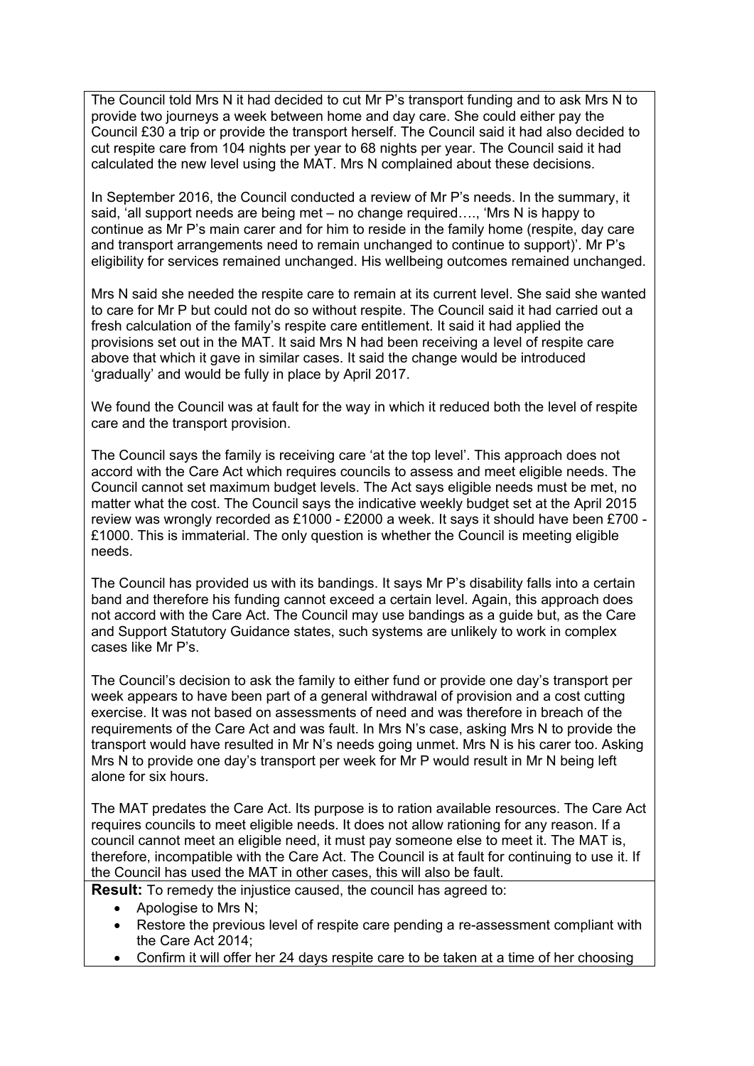The Council told Mrs N it had decided to cut Mr P's transport funding and to ask Mrs N to provide two journeys a week between home and day care. She could either pay the Council £30 a trip or provide the transport herself. The Council said it had also decided to cut respite care from 104 nights per year to 68 nights per year. The Council said it had calculated the new level using the MAT. Mrs N complained about these decisions.

In September 2016, the Council conducted a review of Mr P's needs. In the summary, it said, 'all support needs are being met – no change required…., 'Mrs N is happy to continue as Mr P's main carer and for him to reside in the family home (respite, day care and transport arrangements need to remain unchanged to continue to support)'. Mr P's eligibility for services remained unchanged. His wellbeing outcomes remained unchanged.

Mrs N said she needed the respite care to remain at its current level. She said she wanted to care for Mr P but could not do so without respite. The Council said it had carried out a fresh calculation of the family's respite care entitlement. It said it had applied the provisions set out in the MAT. It said Mrs N had been receiving a level of respite care above that which it gave in similar cases. It said the change would be introduced 'gradually' and would be fully in place by April 2017.

We found the Council was at fault for the way in which it reduced both the level of respite care and the transport provision.

The Council says the family is receiving care 'at the top level'. This approach does not accord with the Care Act which requires councils to assess and meet eligible needs. The Council cannot set maximum budget levels. The Act says eligible needs must be met, no matter what the cost. The Council says the indicative weekly budget set at the April 2015 review was wrongly recorded as £1000 - £2000 a week. It says it should have been £700 - £1000. This is immaterial. The only question is whether the Council is meeting eligible needs.

The Council has provided us with its bandings. It says Mr P's disability falls into a certain band and therefore his funding cannot exceed a certain level. Again, this approach does not accord with the Care Act. The Council may use bandings as a guide but, as the Care and Support Statutory Guidance states, such systems are unlikely to work in complex cases like Mr P's.

The Council's decision to ask the family to either fund or provide one day's transport per week appears to have been part of a general withdrawal of provision and a cost cutting exercise. It was not based on assessments of need and was therefore in breach of the requirements of the Care Act and was fault. In Mrs N's case, asking Mrs N to provide the transport would have resulted in Mr N's needs going unmet. Mrs N is his carer too. Asking Mrs N to provide one day's transport per week for Mr P would result in Mr N being left alone for six hours.

The MAT predates the Care Act. Its purpose is to ration available resources. The Care Act requires councils to meet eligible needs. It does not allow rationing for any reason. If a council cannot meet an eligible need, it must pay someone else to meet it. The MAT is, therefore, incompatible with the Care Act. The Council is at fault for continuing to use it. If the Council has used the MAT in other cases, this will also be fault.

**Result:** To remedy the injustice caused, the council has agreed to:

- Apologise to Mrs N;
- Restore the previous level of respite care pending a re-assessment compliant with the Care Act 2014;
- Confirm it will offer her 24 days respite care to be taken at a time of her choosing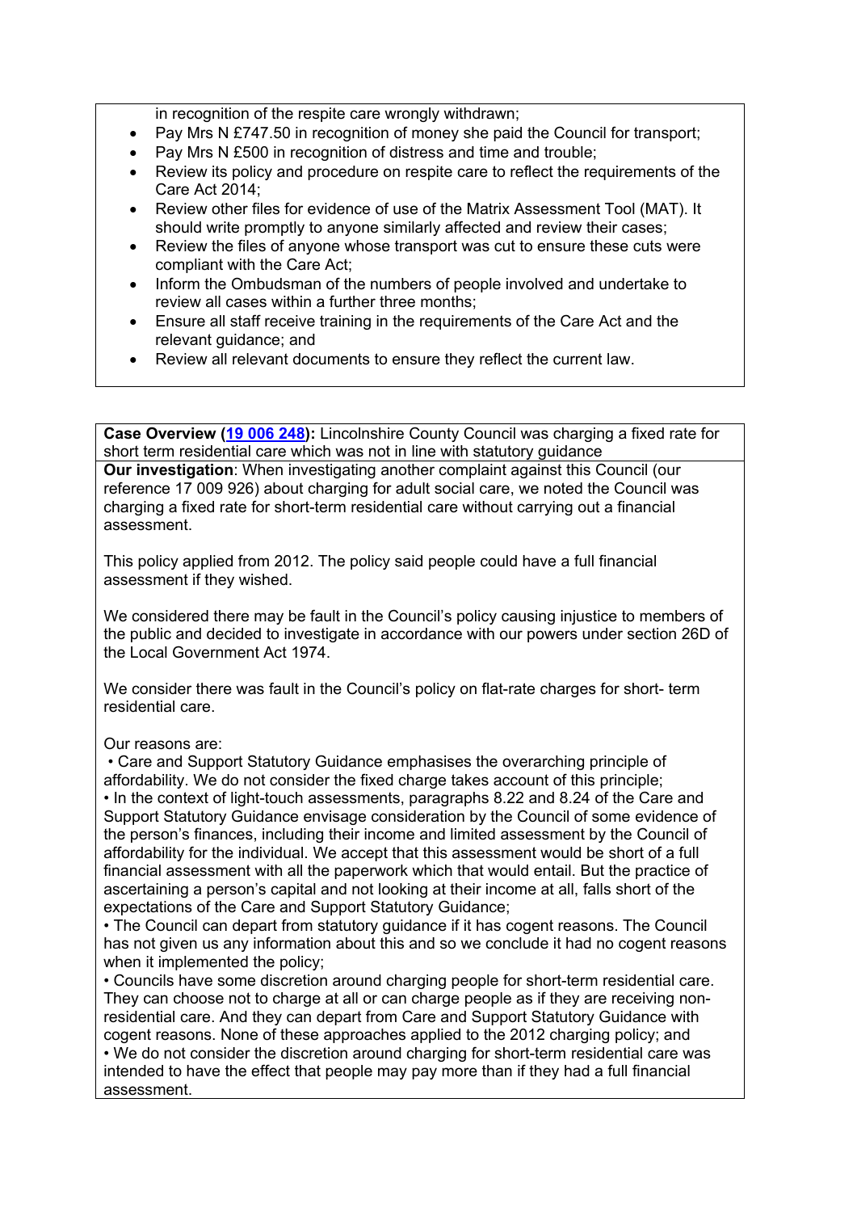in recognition of the respite care wrongly withdrawn;

- Pay Mrs N £747.50 in recognition of money she paid the Council for transport;
- Pay Mrs N £500 in recognition of distress and time and trouble;
- Review its policy and procedure on respite care to reflect the requirements of the Care Act 2014;
- Review other files for evidence of use of the Matrix Assessment Tool (MAT). It should write promptly to anyone similarly affected and review their cases;
- Review the files of anyone whose transport was cut to ensure these cuts were compliant with the Care Act;
- Inform the Ombudsman of the numbers of people involved and undertake to review all cases within a further three months;
- Ensure all staff receive training in the requirements of the Care Act and the relevant guidance; and
- Review all relevant documents to ensure they reflect the current law.

**Case Overview (19 006 248):** Lincolnshire County Council was charging a fixed rate for short term residential care which was not in line with statutory guidance

**Our investigation**: When investigating another complaint against this Council (our reference 17 009 926) about charging for adult social care, we noted the Council was charging a fixed rate for short-term residential care without carrying out a financial assessment.

This policy applied from 2012. The policy said people could have a full financial assessment if they wished.

We considered there may be fault in the Council's policy causing injustice to members of the public and decided to investigate in accordance with our powers under section 26D of the Local Government Act 1974.

We consider there was fault in the Council's policy on flat-rate charges for short- term residential care.

Our reasons are:

- Care and Support Statutory Guidance emphasises the overarching principle of affordability. We do not consider the fixed charge takes account of this principle;
- In the context of light-touch assessments, paragraphs 8.22 and 8.24 of the Care and Support Statutory Guidance envisage consideration by the Council of some evidence of the person's finances, including their income and limited assessment by the Council of affordability for the individual. We accept that this assessment would be short of a full financial assessment with all the paperwork which that would entail. But the practice of ascertaining a person's capital and not looking at their income at all, falls short of the expectations of the Care and Support Statutory Guidance;
- The Council can depart from statutory guidance if it has cogent reasons. The Council has not given us any information about this and so we conclude it had no cogent reasons when it implemented the policy;
- Councils have some discretion around charging people for short-term residential care. They can choose not to charge at all or can charge people as if they are receiving non-residential care. And they can depart from Care and Support Statutory Guidance with cogent reasons. None of these approaches applied to the 2012 charging policy; and
- We do not consider the discretion around charging for short-term residential care was intended to have the effect that people may pay more than if they had a full financial assessment.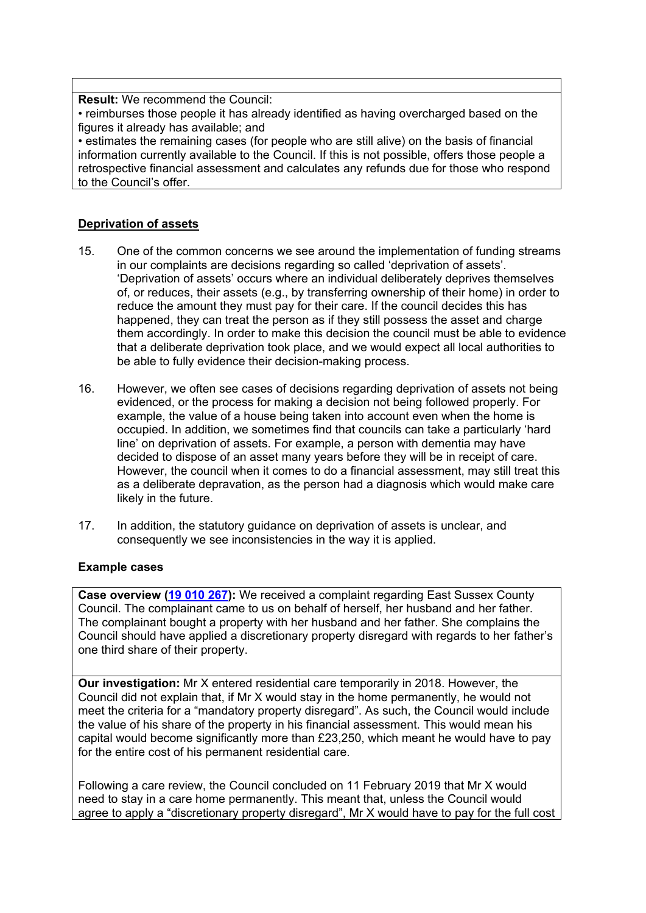**Result:** We recommend the Council:

- reimburses those people it has already identified as having overcharged based on the figures it already has available; and
- estimates the remaining cases (for people who are still alive) on the basis of financial information currently available to the Council. If this is not possible, offers those people a retrospective financial assessment and calculates any refunds due for those who respond to the Council's offer.

## Deprivation of assets

15. One of the common concerns we see around the implementation of funding streams in our complaints are decisions regarding so called 'deprivation of assets'. 'Deprivation of assets' occurs where an individual deliberately deprives themselves of, or reduces, their assets (e.g., by transferring ownership of their home) in order to reduce the amount they must pay for their care. If the council decides this has happened, they can treat the person as if they still possess the asset and charge them accordingly. In order to make this decision the council must be able to evidence that a deliberate deprivation took place, and we would expect all local authorities to be able to fully evidence their decision-making process.

16. However, we often see cases of decisions regarding deprivation of assets not being evidenced, or the process for making a decision not being followed properly. For example, the value of a house being taken into account even when the home is occupied. In addition, we sometimes find that councils can take a particularly 'hard line' on deprivation of assets. For example, a person with dementia may have decided to dispose of an asset many years before they will be in receipt of care. However, the council when it comes to do a financial assessment, may still treat this as a deliberate depravation, as the person had a diagnosis which would make care likely in the future.

17. In addition, the statutory guidance on deprivation of assets is unclear, and consequently we see inconsistencies in the way it is applied.

### Example cases

**Case overview (19 010 267):** We received a complaint regarding East Sussex County Council. The complainant came to us on behalf of herself, her husband and her father. The complainant bought a property with her husband and her father. She complains the Council should have applied a discretionary property disregard with regards to her father's one third share of their property.

**Our investigation:** Mr X entered residential care temporarily in 2018. However, the Council did not explain that, if Mr X would stay in the home permanently, he would not meet the criteria for a "mandatory property disregard". As such, the Council would include the value of his share of the property in his financial assessment. This would mean his capital would become significantly more than £23,250, which meant he would have to pay for the entire cost of his permanent residential care.

Following a care review, the Council concluded on 11 February 2019 that Mr X would need to stay in a care home permanently. This meant that, unless the Council would agree to apply a "discretionary property disregard", Mr X would have to pay for the full cost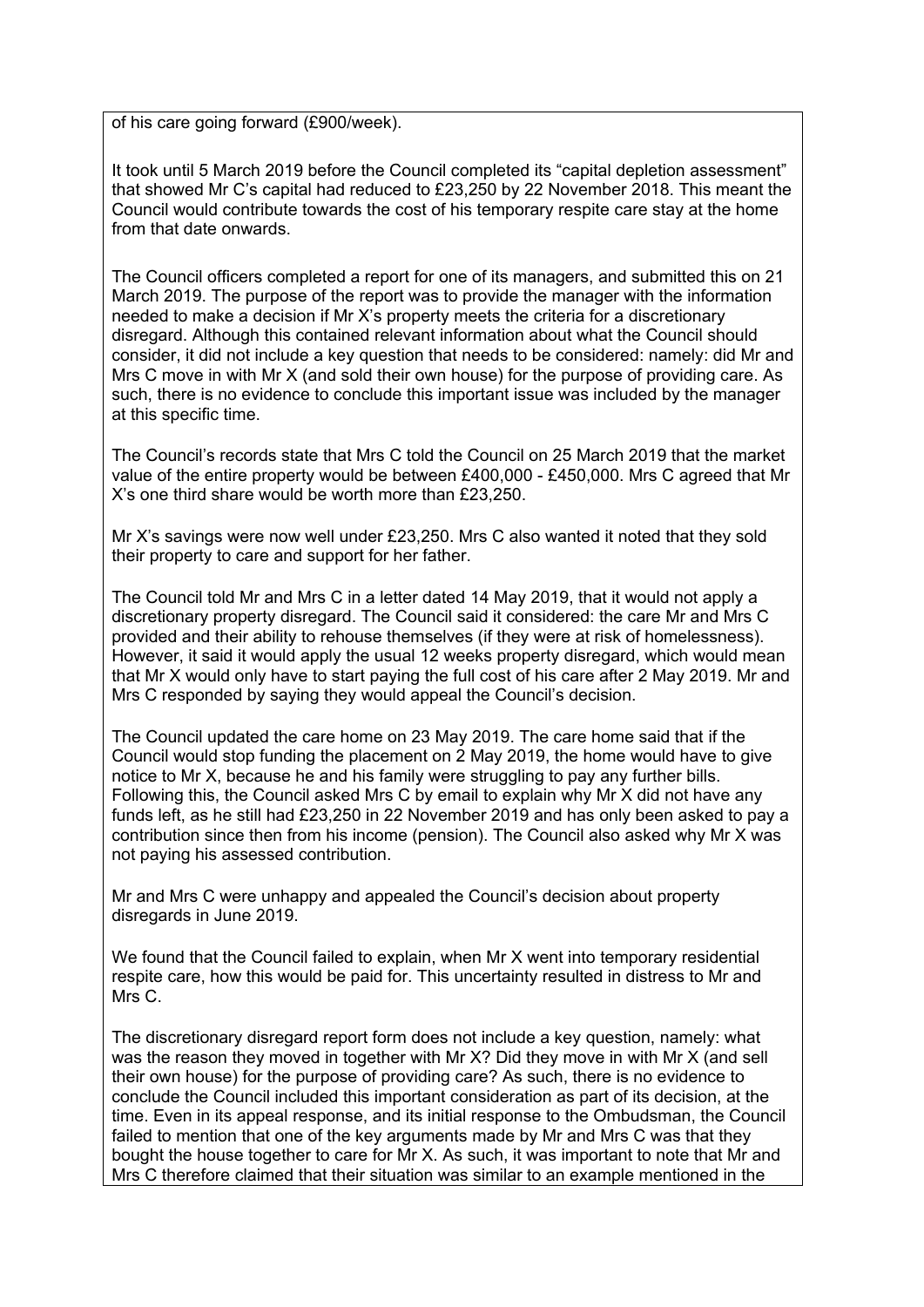of his care going forward (£900/week).

It took until 5 March 2019 before the Council completed its "capital depletion assessment" that showed Mr C's capital had reduced to £23,250 by 22 November 2018. This meant the Council would contribute towards the cost of his temporary respite care stay at the home from that date onwards.

The Council officers completed a report for one of its managers, and submitted this on 21 March 2019. The purpose of the report was to provide the manager with the information needed to make a decision if Mr X's property meets the criteria for a discretionary disregard. Although this contained relevant information about what the Council should consider, it did not include a key question that needs to be considered: namely: did Mr and Mrs C move in with Mr X (and sold their own house) for the purpose of providing care. As such, there is no evidence to conclude this important issue was included by the manager at this specific time.

The Council's records state that Mrs C told the Council on 25 March 2019 that the market value of the entire property would be between £400,000 - £450,000. Mrs C agreed that Mr X's one third share would be worth more than £23,250.

Mr X's savings were now well under £23,250. Mrs C also wanted it noted that they sold their property to care and support for her father.

The Council told Mr and Mrs C in a letter dated 14 May 2019, that it would not apply a discretionary property disregard. The Council said it considered: the care Mr and Mrs C provided and their ability to rehouse themselves (if they were at risk of homelessness). However, it said it would apply the usual 12 weeks property disregard, which would mean that Mr X would only have to start paying the full cost of his care after 2 May 2019. Mr and Mrs C responded by saying they would appeal the Council's decision.

The Council updated the care home on 23 May 2019. The care home said that if the Council would stop funding the placement on 2 May 2019, the home would have to give notice to Mr X, because he and his family were struggling to pay any further bills. Following this, the Council asked Mrs C by email to explain why Mr X did not have any funds left, as he still had £23,250 in 22 November 2019 and has only been asked to pay a contribution since then from his income (pension). The Council also asked why Mr X was not paying his assessed contribution.

Mr and Mrs C were unhappy and appealed the Council's decision about property disregards in June 2019.

We found that the Council failed to explain, when Mr X went into temporary residential respite care, how this would be paid for. This uncertainty resulted in distress to Mr and Mrs C.

The discretionary disregard report form does not include a key question, namely: what was the reason they moved in together with Mr X? Did they move in with Mr X (and sell their own house) for the purpose of providing care? As such, there is no evidence to conclude the Council included this important consideration as part of its decision, at the time. Even in its appeal response, and its initial response to the Ombudsman, the Council failed to mention that one of the key arguments made by Mr and Mrs C was that they bought the house together to care for Mr X. As such, it was important to note that Mr and Mrs C therefore claimed that their situation was similar to an example mentioned in the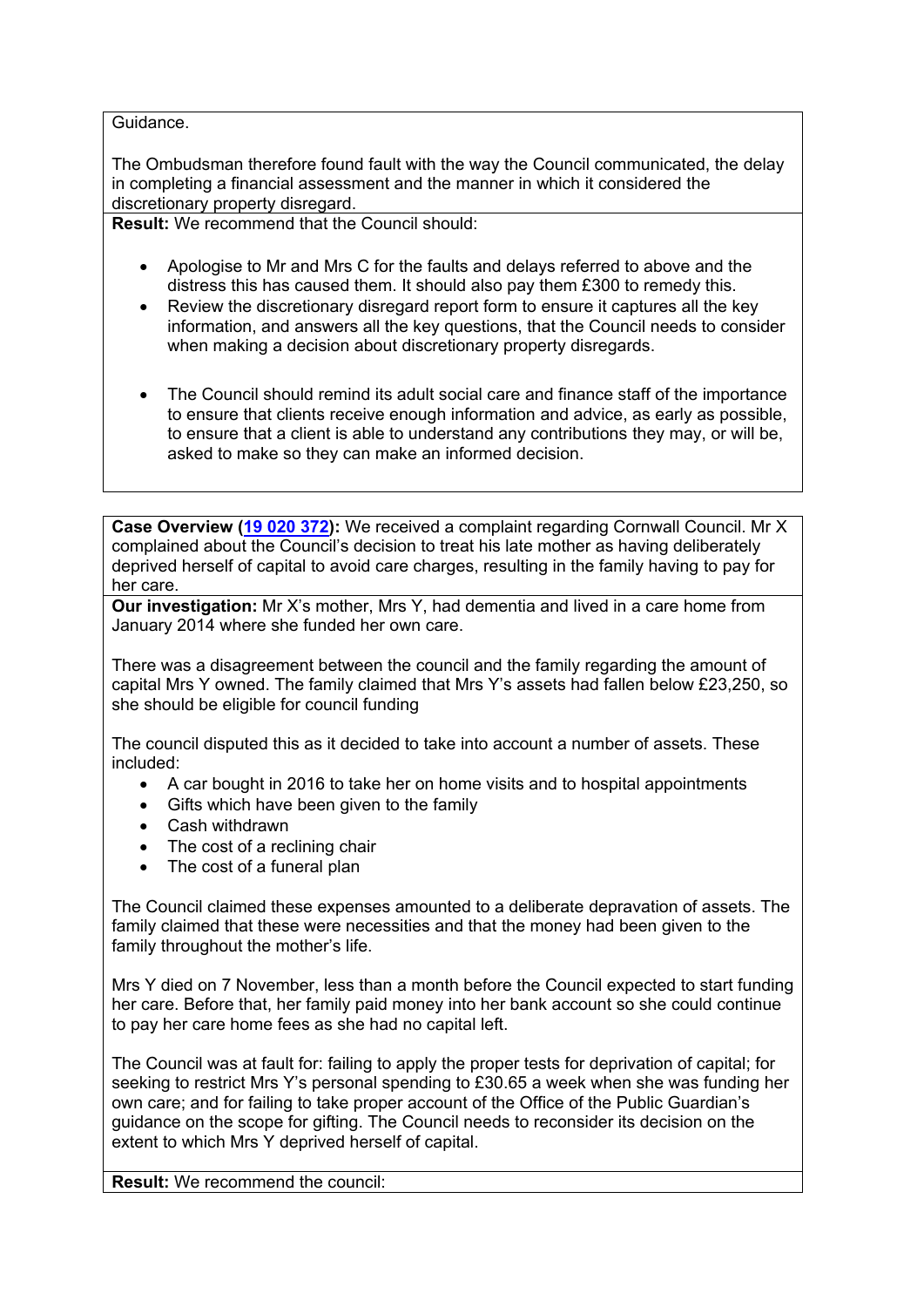Guidance.

The Ombudsman therefore found fault with the way the Council communicated, the delay in completing a financial assessment and the manner in which it considered the discretionary property disregard.

**Result:** We recommend that the Council should:

- Apologise to Mr and Mrs C for the faults and delays referred to above and the distress this has caused them. It should also pay them £300 to remedy this.
- Review the discretionary disregard report form to ensure it captures all the key information, and answers all the key questions, that the Council needs to consider when making a decision about discretionary property disregards.
- The Council should remind its adult social care and finance staff of the importance to ensure that clients receive enough information and advice, as early as possible, to ensure that a client is able to understand any contributions they may, or will be, asked to make so they can make an informed decision.

**Case Overview (19 020 372):** We received a complaint regarding Cornwall Council. Mr X complained about the Council's decision to treat his late mother as having deliberately deprived herself of capital to avoid care charges, resulting in the family having to pay for her care.

**Our investigation:** Mr X's mother, Mrs Y, had dementia and lived in a care home from January 2014 where she funded her own care.

There was a disagreement between the council and the family regarding the amount of capital Mrs Y owned. The family claimed that Mrs Y's assets had fallen below £23,250, so she should be eligible for council funding

The council disputed this as it decided to take into account a number of assets. These included:

- A car bought in 2016 to take her on home visits and to hospital appointments
- Gifts which have been given to the family
- Cash withdrawn
- The cost of a reclining chair
- The cost of a funeral plan

The Council claimed these expenses amounted to a deliberate depravation of assets. The family claimed that these were necessities and that the money had been given to the family throughout the mother's life.

Mrs Y died on 7 November, less than a month before the Council expected to start funding her care. Before that, her family paid money into her bank account so she could continue to pay her care home fees as she had no capital left.

The Council was at fault for: failing to apply the proper tests for deprivation of capital; for seeking to restrict Mrs Y's personal spending to £30.65 a week when she was funding her own care; and for failing to take proper account of the Office of the Public Guardian's guidance on the scope for gifting. The Council needs to reconsider its decision on the extent to which Mrs Y deprived herself of capital.

**Result:** We recommend the council: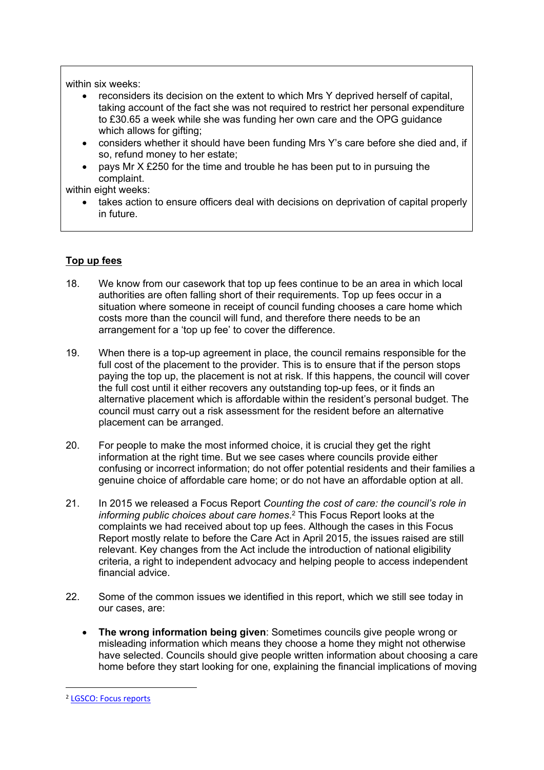within six weeks:

- reconsiders its decision on the extent to which Mrs Y deprived herself of capital, taking account of the fact she was not required to restrict her personal expenditure to £30.65 a week while she was funding her own care and the OPG guidance which allows for gifting;
- considers whether it should have been funding Mrs Y's care before she died and, if so, refund money to her estate;
- pays Mr X £250 for the time and trouble he has been put to in pursuing the complaint.

within eight weeks:

- takes action to ensure officers deal with decisions on deprivation of capital properly in future.

## Top up fees

18. We know from our casework that top up fees continue to be an area in which local authorities are often falling short of their requirements. Top up fees occur in a situation where someone in receipt of council funding chooses a care home which costs more than the council will fund, and therefore there needs to be an arrangement for a 'top up fee' to cover the difference.

19. When there is a top-up agreement in place, the council remains responsible for the full cost of the placement to the provider. This is to ensure that if the person stops paying the top up, the placement is not at risk. If this happens, the council will cover the full cost until it either recovers any outstanding top-up fees, or it finds an alternative placement which is affordable within the resident's personal budget. The council must carry out a risk assessment for the resident before an alternative placement can be arranged.

20. For people to make the most informed choice, it is crucial they get the right information at the right time. But we see cases where councils provide either confusing or incorrect information; do not offer potential residents and their families a genuine choice of affordable care home; or do not have an affordable option at all.

21. In 2015 we released a Focus Report *Counting the cost of care: the council's role in informing public choices about care homes*.[2] This Focus Report looks at the complaints we had received about top up fees. Although the cases in this Focus Report mostly relate to before the Care Act in April 2015, the issues raised are still relevant. Key changes from the Act include the introduction of national eligibility criteria, a right to independent advocacy and helping people to access independent financial advice.

22. Some of the common issues we identified in this report, which we still see today in our cases, are:

    - **The wrong information being given**: Sometimes councils give people wrong or misleading information which means they choose a home they might not otherwise have selected. Councils should give people written information about choosing a care home before they start looking for one, explaining the financial implications of moving

[2] LGSCO: Focus reports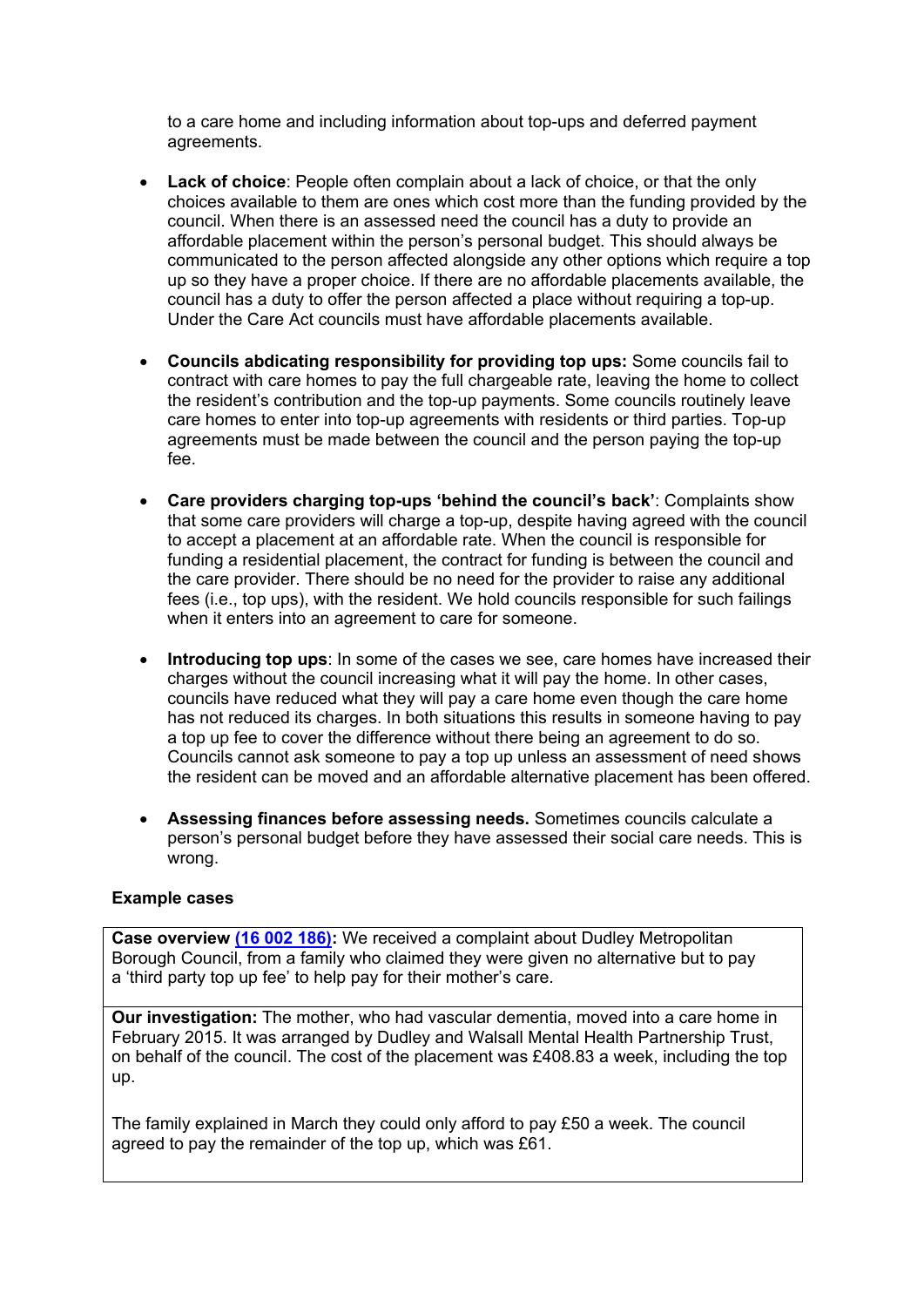to a care home and including information about top-ups and deferred payment agreements.

- **Lack of choice**: People often complain about a lack of choice, or that the only choices available to them are ones which cost more than the funding provided by the council. When there is an assessed need the council has a duty to provide an affordable placement within the person's personal budget. This should always be communicated to the person affected alongside any other options which require a top up so they have a proper choice. If there are no affordable placements available, the council has a duty to offer the person affected a place without requiring a top-up. Under the Care Act councils must have affordable placements available.

- **Councils abdicating responsibility for providing top ups:** Some councils fail to contract with care homes to pay the full chargeable rate, leaving the home to collect the resident's contribution and the top-up payments. Some councils routinely leave care homes to enter into top-up agreements with residents or third parties. Top-up agreements must be made between the council and the person paying the top-up fee.

- **Care providers charging top-ups 'behind the council's back'**: Complaints show that some care providers will charge a top-up, despite having agreed with the council to accept a placement at an affordable rate. When the council is responsible for funding a residential placement, the contract for funding is between the council and the care provider. There should be no need for the provider to raise any additional fees (i.e., top ups), with the resident. We hold councils responsible for such failings when it enters into an agreement to care for someone.

- **Introducing top ups**: In some of the cases we see, care homes have increased their charges without the council increasing what it will pay the home. In other cases, councils have reduced what they will pay a care home even though the care home has not reduced its charges. In both situations this results in someone having to pay a top up fee to cover the difference without there being an agreement to do so. Councils cannot ask someone to pay a top up unless an assessment of need shows the resident can be moved and an affordable alternative placement has been offered.

- **Assessing finances before assessing needs.** Sometimes councils calculate a person's personal budget before they have assessed their social care needs. This is wrong.

**Example cases**

**Case overview (16 002 186):** We received a complaint about Dudley Metropolitan Borough Council, from a family who claimed they were given no alternative but to pay a 'third party top up fee' to help pay for their mother's care.

**Our investigation:** The mother, who had vascular dementia, moved into a care home in February 2015. It was arranged by Dudley and Walsall Mental Health Partnership Trust, on behalf of the council. The cost of the placement was £408.83 a week, including the top up.

The family explained in March they could only afford to pay £50 a week. The council agreed to pay the remainder of the top up, which was £61.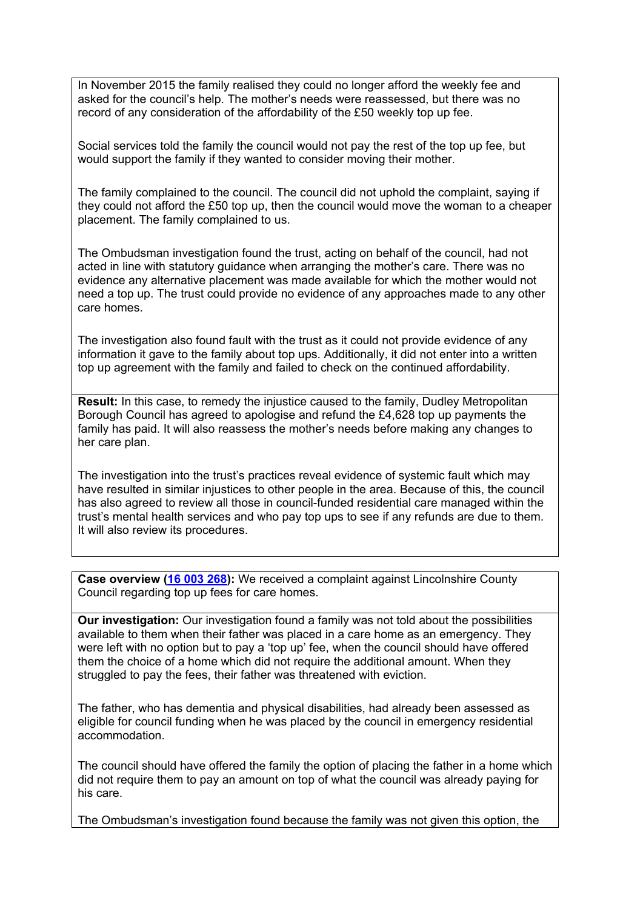In November 2015 the family realised they could no longer afford the weekly fee and asked for the council's help. The mother's needs were reassessed, but there was no record of any consideration of the affordability of the £50 weekly top up fee.

Social services told the family the council would not pay the rest of the top up fee, but would support the family if they wanted to consider moving their mother.

The family complained to the council. The council did not uphold the complaint, saying if they could not afford the £50 top up, then the council would move the woman to a cheaper placement. The family complained to us.

The Ombudsman investigation found the trust, acting on behalf of the council, had not acted in line with statutory guidance when arranging the mother's care. There was no evidence any alternative placement was made available for which the mother would not need a top up. The trust could provide no evidence of any approaches made to any other care homes.

The investigation also found fault with the trust as it could not provide evidence of any information it gave to the family about top ups. Additionally, it did not enter into a written top up agreement with the family and failed to check on the continued affordability.

**Result:** In this case, to remedy the injustice caused to the family, Dudley Metropolitan Borough Council has agreed to apologise and refund the £4,628 top up payments the family has paid. It will also reassess the mother's needs before making any changes to her care plan.

The investigation into the trust's practices reveal evidence of systemic fault which may have resulted in similar injustices to other people in the area. Because of this, the council has also agreed to review all those in council-funded residential care managed within the trust's mental health services and who pay top ups to see if any refunds are due to them. It will also review its procedures.

**Case overview (16 003 268):** We received a complaint against Lincolnshire County Council regarding top up fees for care homes.

**Our investigation:** Our investigation found a family was not told about the possibilities available to them when their father was placed in a care home as an emergency. They were left with no option but to pay a 'top up' fee, when the council should have offered them the choice of a home which did not require the additional amount. When they struggled to pay the fees, their father was threatened with eviction.

The father, who has dementia and physical disabilities, had already been assessed as eligible for council funding when he was placed by the council in emergency residential accommodation.

The council should have offered the family the option of placing the father in a home which did not require them to pay an amount on top of what the council was already paying for his care.

The Ombudsman's investigation found because the family was not given this option, the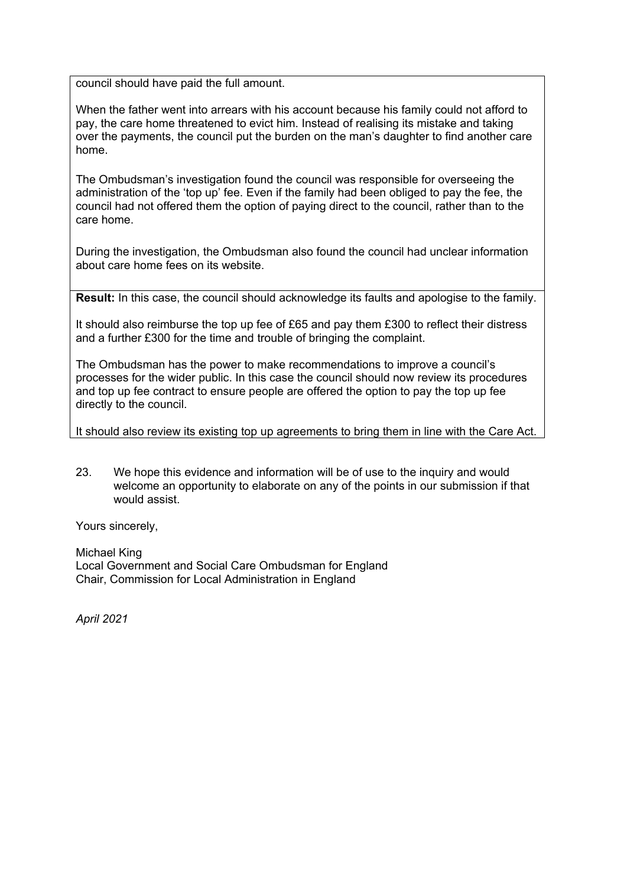council should have paid the full amount.

When the father went into arrears with his account because his family could not afford to pay, the care home threatened to evict him. Instead of realising its mistake and taking over the payments, the council put the burden on the man's daughter to find another care home.

The Ombudsman's investigation found the council was responsible for overseeing the administration of the 'top up' fee. Even if the family had been obliged to pay the fee, the council had not offered them the option of paying direct to the council, rather than to the care home.

During the investigation, the Ombudsman also found the council had unclear information about care home fees on its website.

**Result:** In this case, the council should acknowledge its faults and apologise to the family.

It should also reimburse the top up fee of £65 and pay them £300 to reflect their distress and a further £300 for the time and trouble of bringing the complaint.

The Ombudsman has the power to make recommendations to improve a council's processes for the wider public. In this case the council should now review its procedures and top up fee contract to ensure people are offered the option to pay the top up fee directly to the council.

It should also review its existing top up agreements to bring them in line with the Care Act.

23. We hope this evidence and information will be of use to the inquiry and would welcome an opportunity to elaborate on any of the points in our submission if that would assist.

Yours sincerely,

Michael King
Local Government and Social Care Ombudsman for England
Chair, Commission for Local Administration in England

*April 2021*